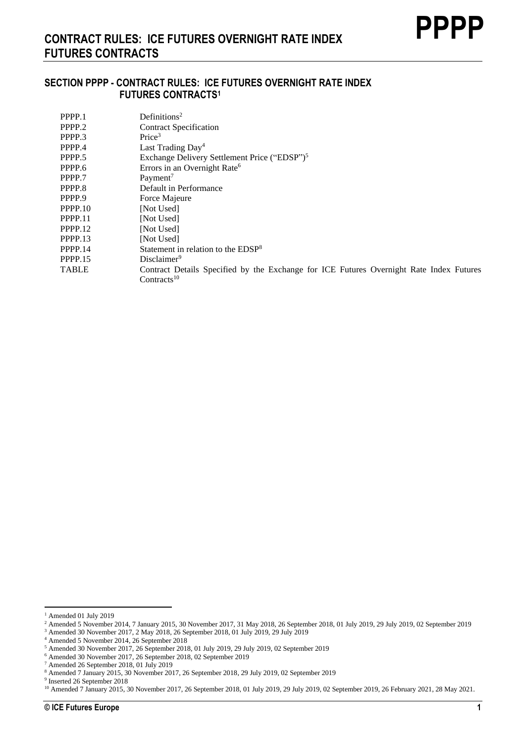## SECTION PPPP - CONTRACT RULES: ICE FUTURES OVERNIGHT RATE INDEX FUTURES CONTRACTS[1]

| | |
|---|---|
| PPPP.1 | Definitions[2] |
| PPPP.2 | Contract Specification |
| PPPP.3 | Price[3] |
| PPPP.4 | Last Trading Day[4] |
| PPPP.5 | Exchange Delivery Settlement Price ("EDSP")[5] |
| PPPP.6 | Errors in an Overnight Rate[6] |
| PPPP.7 | Payment[7] |
| PPPP.8 | Default in Performance |
| PPPP.9 | Force Majeure |
| PPPP.10 | [Not Used] |
| PPPP.11 | [Not Used] |
| PPPP.12 | [Not Used] |
| PPPP.13 | [Not Used] |
| PPPP.14 | Statement in relation to the EDSP[8] |
| PPPP.15 | Disclaimer[9] |
| TABLE | Contract Details Specified by the Exchange for ICE Futures Overnight Rate Index Futures Contracts[10] |

---

[1] Amended 01 July 2019
[2] Amended 5 November 2014, 7 January 2015, 30 November 2017, 31 May 2018, 26 September 2018, 01 July 2019, 29 July 2019, 02 September 2019
[3] Amended 30 November 2017, 2 May 2018, 26 September 2018, 01 July 2019, 29 July 2019
[4] Amended 5 November 2014, 26 September 2018
[5] Amended 30 November 2017, 26 September 2018, 01 July 2019, 29 July 2019, 02 September 2019
[6] Amended 30 November 2017, 26 September 2018, 02 September 2019
[7] Amended 26 September 2018, 01 July 2019
[8] Amended 7 January 2015, 30 November 2017, 26 September 2018, 29 July 2019, 02 September 2019
[9] Inserted 26 September 2018
[10] Amended 7 January 2015, 30 November 2017, 26 September 2018, 01 July 2019, 29 July 2019, 02 September 2019, 26 February 2021, 28 May 2021.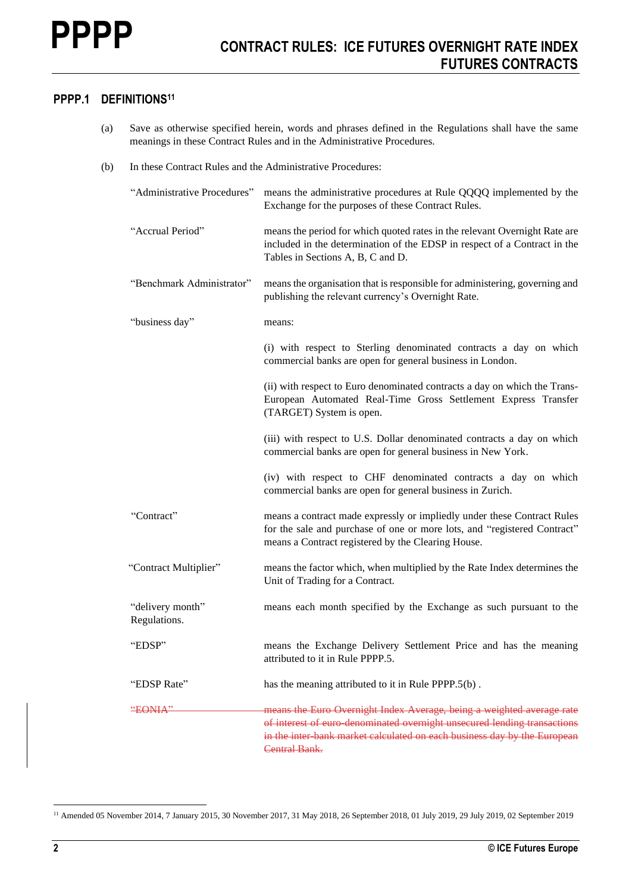## PPPP.1 DEFINITIONS[11]

(a) Save as otherwise specified herein, words and phrases defined in the Regulations shall have the same meanings in these Contract Rules and in the Administrative Procedures.

(b) In these Contract Rules and the Administrative Procedures:

| | |
|---|---|
| "Administrative Procedures" | means the administrative procedures at Rule QQQQ implemented by the Exchange for the purposes of these Contract Rules. |
| "Accrual Period" | means the period for which quoted rates in the relevant Overnight Rate are included in the determination of the EDSP in respect of a Contract in the Tables in Sections A, B, C and D. |
| "Benchmark Administrator" | means the organisation that is responsible for administering, governing and publishing the relevant currency's Overnight Rate. |
| "business day" | means:<br><br>(i) with respect to Sterling denominated contracts a day on which commercial banks are open for general business in London.<br><br>(ii) with respect to Euro denominated contracts a day on which the Trans-European Automated Real-Time Gross Settlement Express Transfer (TARGET) System is open.<br><br>(iii) with respect to U.S. Dollar denominated contracts a day on which commercial banks are open for general business in New York.<br><br>(iv) with respect to CHF denominated contracts a day on which commercial banks are open for general business in Zurich. |
| "Contract" | means a contract made expressly or impliedly under these Contract Rules for the sale and purchase of one or more lots, and "registered Contract" means a Contract registered by the Clearing House. |
| "Contract Multiplier" | means the factor which, when multiplied by the Rate Index determines the Unit of Trading for a Contract. |
| "delivery month" | means each month specified by the Exchange as such pursuant to the Regulations. |
| "EDSP" | means the Exchange Delivery Settlement Price and has the meaning attributed to it in Rule PPPP.5. |
| "EDSP Rate" | has the meaning attributed to it in Rule PPPP.5(b) . |
| ~~"EONIA"~~ | ~~means the Euro Overnight Index Average, being a weighted average rate of interest of euro-denominated overnight unsecured lending transactions in the inter-bank market calculated on each business day by the European Central Bank.~~ |

[11] Amended 05 November 2014, 7 January 2015, 30 November 2017, 31 May 2018, 26 September 2018, 01 July 2019, 29 July 2019, 02 September 2019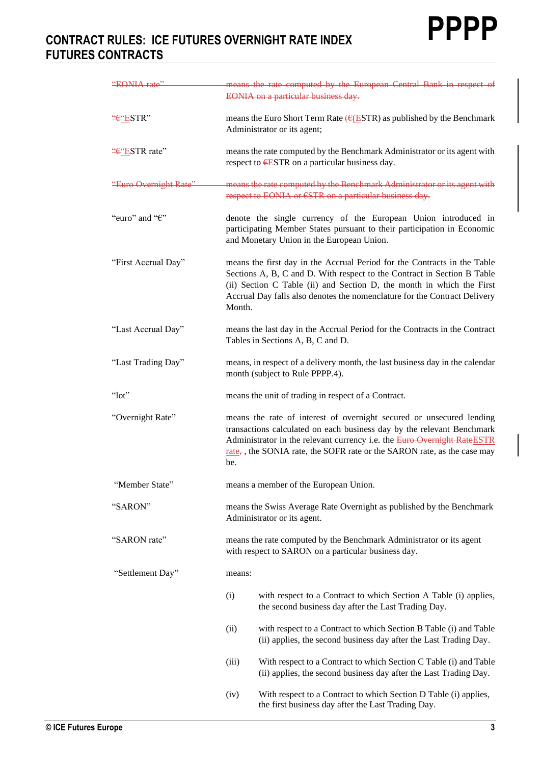| | |
|---|---|
| ~~"EONIA rate"~~ | ~~means the rate computed by the European Central Bank in respect of EONIA on a particular business day.~~ |
| "~~€"~~ESTR" | means the Euro Short Term Rate (~~€(~~ESTR) as published by the Benchmark Administrator or its agent; |
| "~~€"~~ESTR rate" | means the rate computed by the Benchmark Administrator or its agent with respect to ~~€~~ESTR on a particular business day. |
| ~~"Euro Overnight Rate"~~ | ~~means the rate computed by the Benchmark Administrator or its agent with respect to EONIA or €STR on a particular business day.~~ |
| "euro" and "€" | denote the single currency of the European Union introduced in participating Member States pursuant to their participation in Economic and Monetary Union in the European Union. |
| "First Accrual Day" | means the first day in the Accrual Period for the Contracts in the Table Sections A, B, C and D. With respect to the Contract in Section B Table (ii) Section C Table (ii) and Section D, the month in which the First Accrual Day falls also denotes the nomenclature for the Contract Delivery Month. |
| "Last Accrual Day" | means the last day in the Accrual Period for the Contracts in the Contract Tables in Sections A, B, C and D. |
| "Last Trading Day" | means, in respect of a delivery month, the last business day in the calendar month (subject to Rule PPPP.4). |
| "lot" | means the unit of trading in respect of a Contract. |
| "Overnight Rate" | means the rate of interest of overnight secured or unsecured lending transactions calculated on each business day by the relevant Benchmark Administrator in the relevant currency i.e. the ~~Euro Overnight Rate~~ESTR rate~~,~~ , the SONIA rate, the SOFR rate or the SARON rate, as the case may be. |
| "Member State" | means a member of the European Union. |
| "SARON" | means the Swiss Average Rate Overnight as published by the Benchmark Administrator or its agent. |
| "SARON rate" | means the rate computed by the Benchmark Administrator or its agent with respect to SARON on a particular business day. |
| "Settlement Day" | means:<br><br>(i) with respect to a Contract to which Section A Table (i) applies, the second business day after the Last Trading Day.<br><br>(ii) with respect to a Contract to which Section B Table (i) and Table (ii) applies, the second business day after the Last Trading Day.<br><br>(iii) With respect to a Contract to which Section C Table (i) and Table (ii) applies, the second business day after the Last Trading Day.<br><br>(iv) With respect to a Contract to which Section D Table (i) applies, the first business day after the Last Trading Day. |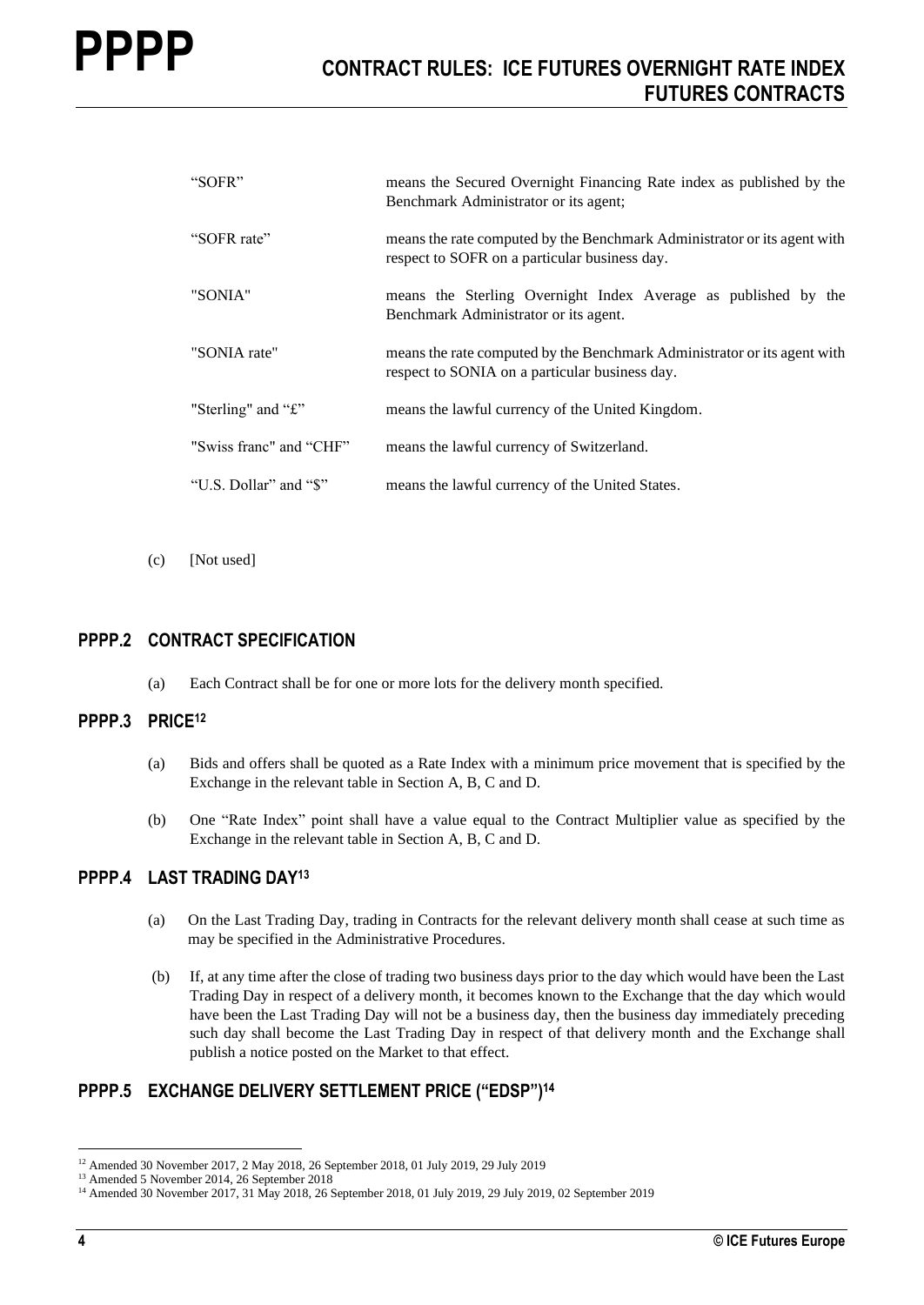| | |
|---|---|
| "SOFR" | means the Secured Overnight Financing Rate index as published by the Benchmark Administrator or its agent; |
| "SOFR rate" | means the rate computed by the Benchmark Administrator or its agent with respect to SOFR on a particular business day. |
| "SONIA" | means the Sterling Overnight Index Average as published by the Benchmark Administrator or its agent. |
| "SONIA rate" | means the rate computed by the Benchmark Administrator or its agent with respect to SONIA on a particular business day. |
| "Sterling" and "£" | means the lawful currency of the United Kingdom. |
| "Swiss franc" and "CHF" | means the lawful currency of Switzerland. |
| "U.S. Dollar" and "$" | means the lawful currency of the United States. |

(c) [Not used]

## PPPP.2 CONTRACT SPECIFICATION

(a) Each Contract shall be for one or more lots for the delivery month specified.

## PPPP.3 PRICE[12]

(a) Bids and offers shall be quoted as a Rate Index with a minimum price movement that is specified by the Exchange in the relevant table in Section A, B, C and D.

(b) One "Rate Index" point shall have a value equal to the Contract Multiplier value as specified by the Exchange in the relevant table in Section A, B, C and D.

## PPPP.4 LAST TRADING DAY[13]

(a) On the Last Trading Day, trading in Contracts for the relevant delivery month shall cease at such time as may be specified in the Administrative Procedures.

(b) If, at any time after the close of trading two business days prior to the day which would have been the Last Trading Day in respect of a delivery month, it becomes known to the Exchange that the day which would have been the Last Trading Day will not be a business day, then the business day immediately preceding such day shall become the Last Trading Day in respect of that delivery month and the Exchange shall publish a notice posted on the Market to that effect.

## PPPP.5 EXCHANGE DELIVERY SETTLEMENT PRICE ("EDSP")[14]

---

[12] Amended 30 November 2017, 2 May 2018, 26 September 2018, 01 July 2019, 29 July 2019

[13] Amended 5 November 2014, 26 September 2018

[14] Amended 30 November 2017, 31 May 2018, 26 September 2018, 01 July 2019, 29 July 2019, 02 September 2019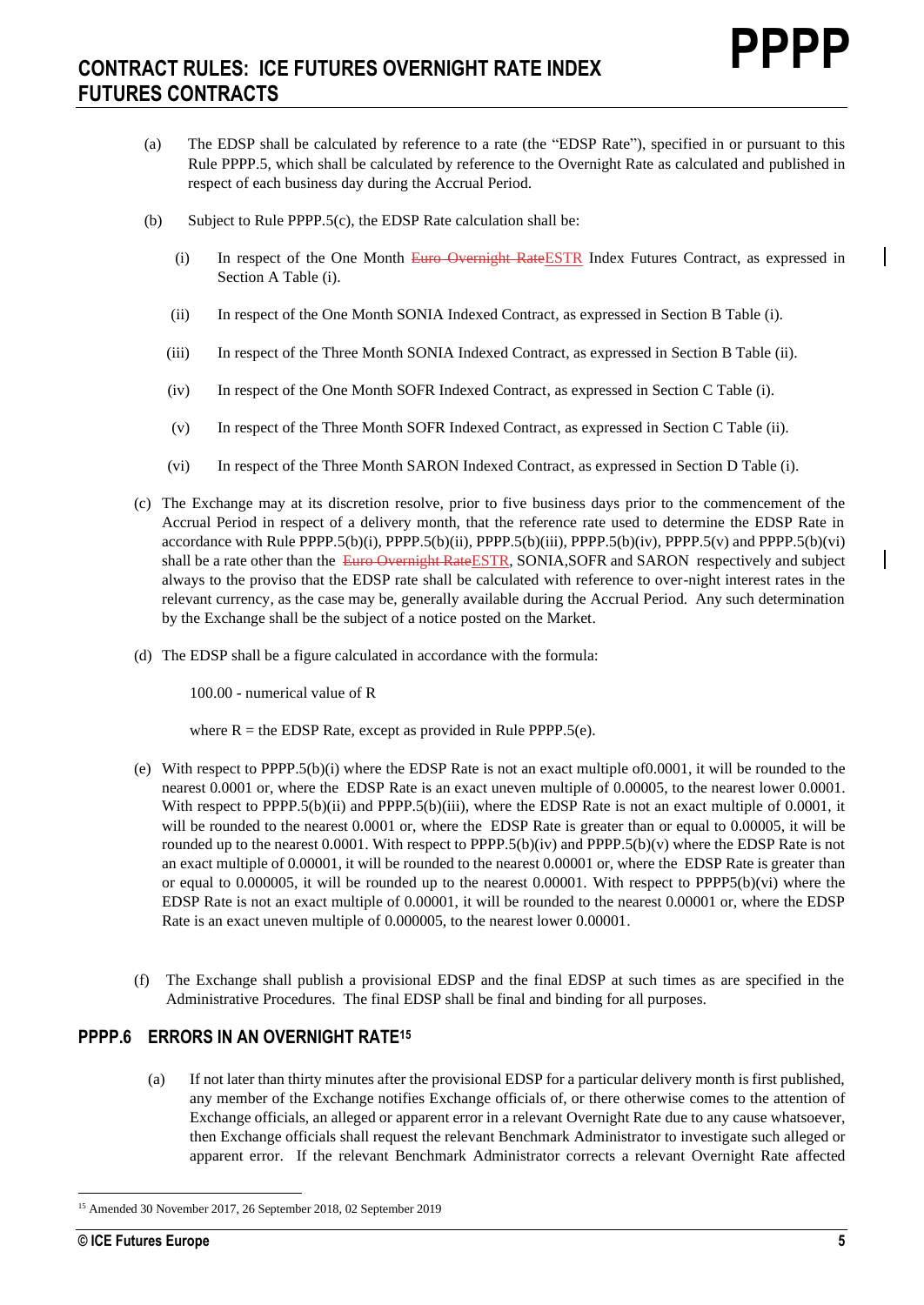(a) The EDSP shall be calculated by reference to a rate (the "EDSP Rate"), specified in or pursuant to this Rule PPPP.5, which shall be calculated by reference to the Overnight Rate as calculated and published in respect of each business day during the Accrual Period.

(b) Subject to Rule PPPP.5(c), the EDSP Rate calculation shall be:

(i) In respect of the One Month ~~Euro Overnight Rate~~ESTR Index Futures Contract, as expressed in Section A Table (i).

(ii) In respect of the One Month SONIA Indexed Contract, as expressed in Section B Table (i).

(iii) In respect of the Three Month SONIA Indexed Contract, as expressed in Section B Table (ii).

(iv) In respect of the One Month SOFR Indexed Contract, as expressed in Section C Table (i).

(v) In respect of the Three Month SOFR Indexed Contract, as expressed in Section C Table (ii).

(vi) In respect of the Three Month SARON Indexed Contract, as expressed in Section D Table (i).

(c) The Exchange may at its discretion resolve, prior to five business days prior to the commencement of the Accrual Period in respect of a delivery month, that the reference rate used to determine the EDSP Rate in accordance with Rule PPPP.5(b)(i), PPPP.5(b)(ii), PPPP.5(b)(iii), PPPP.5(b)(iv), PPPP.5(v) and PPPP.5(b)(vi) shall be a rate other than the ~~Euro Overnight Rate~~ESTR, SONIA,SOFR and SARON respectively and subject always to the proviso that the EDSP rate shall be calculated with reference to over-night interest rates in the relevant currency, as the case may be, generally available during the Accrual Period. Any such determination by the Exchange shall be the subject of a notice posted on the Market.

(d) The EDSP shall be a figure calculated in accordance with the formula:

100.00 - numerical value of R

where R = the EDSP Rate, except as provided in Rule PPPP.5(e).

(e) With respect to PPPP.5(b)(i) where the EDSP Rate is not an exact multiple of0.0001, it will be rounded to the nearest 0.0001 or, where the EDSP Rate is an exact uneven multiple of 0.00005, to the nearest lower 0.0001. With respect to PPPP.5(b)(ii) and PPPP.5(b)(iii), where the EDSP Rate is not an exact multiple of 0.0001, it will be rounded to the nearest 0.0001 or, where the EDSP Rate is greater than or equal to 0.00005, it will be rounded up to the nearest 0.0001. With respect to PPPP.5(b)(iv) and PPPP.5(b)(v) where the EDSP Rate is not an exact multiple of 0.00001, it will be rounded to the nearest 0.00001 or, where the EDSP Rate is greater than or equal to 0.000005, it will be rounded up to the nearest 0.00001. With respect to PPPP5(b)(vi) where the EDSP Rate is not an exact multiple of 0.00001, it will be rounded to the nearest 0.00001 or, where the EDSP Rate is an exact uneven multiple of 0.000005, to the nearest lower 0.00001.

(f) The Exchange shall publish a provisional EDSP and the final EDSP at such times as are specified in the Administrative Procedures. The final EDSP shall be final and binding for all purposes.

## PPPP.6 ERRORS IN AN OVERNIGHT RATE[15]

(a) If not later than thirty minutes after the provisional EDSP for a particular delivery month is first published, any member of the Exchange notifies Exchange officials of, or there otherwise comes to the attention of Exchange officials, an alleged or apparent error in a relevant Overnight Rate due to any cause whatsoever, then Exchange officials shall request the relevant Benchmark Administrator to investigate such alleged or apparent error. If the relevant Benchmark Administrator corrects a relevant Overnight Rate affected

---

[15] Amended 30 November 2017, 26 September 2018, 02 September 2019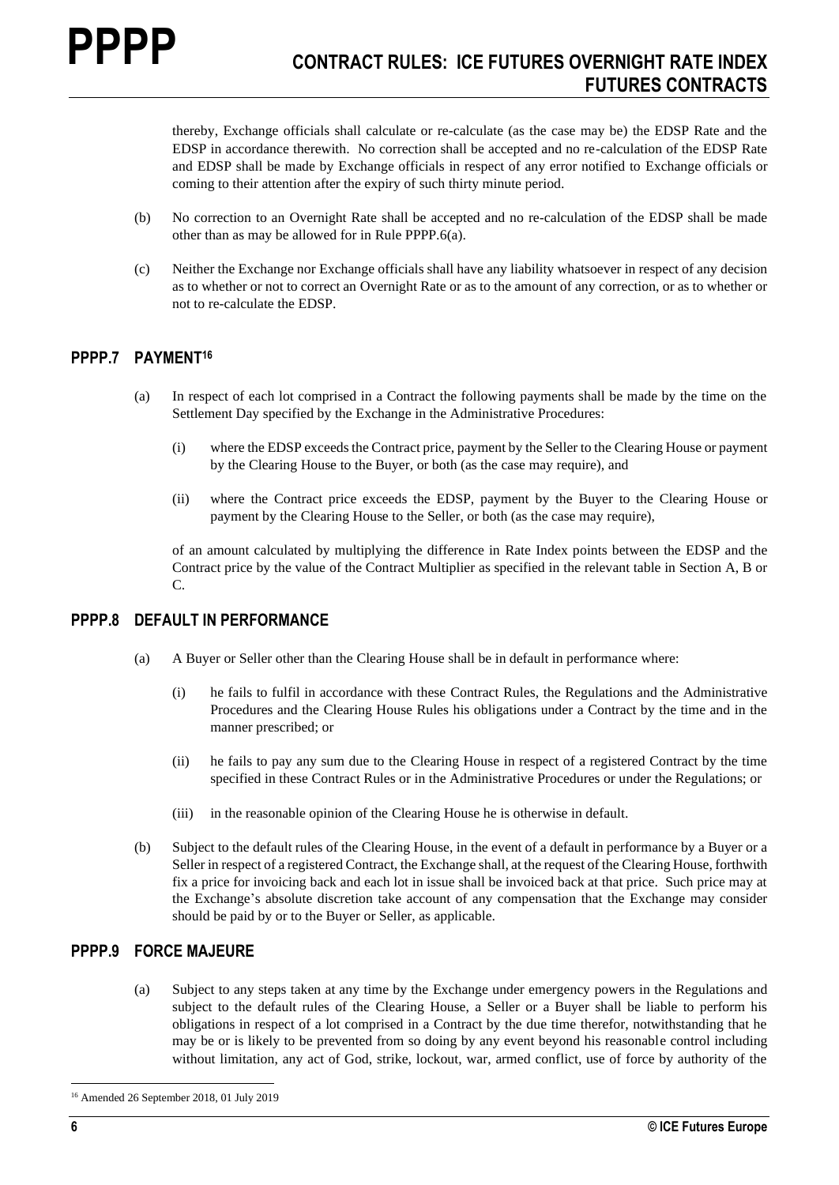thereby, Exchange officials shall calculate or re-calculate (as the case may be) the EDSP Rate and the EDSP in accordance therewith. No correction shall be accepted and no re-calculation of the EDSP Rate and EDSP shall be made by Exchange officials in respect of any error notified to Exchange officials or coming to their attention after the expiry of such thirty minute period.

(b) No correction to an Overnight Rate shall be accepted and no re-calculation of the EDSP shall be made other than as may be allowed for in Rule PPPP.6(a).

(c) Neither the Exchange nor Exchange officials shall have any liability whatsoever in respect of any decision as to whether or not to correct an Overnight Rate or as to the amount of any correction, or as to whether or not to re-calculate the EDSP.

## PPPP.7 PAYMENT[16]

(a) In respect of each lot comprised in a Contract the following payments shall be made by the time on the Settlement Day specified by the Exchange in the Administrative Procedures:

(i) where the EDSP exceeds the Contract price, payment by the Seller to the Clearing House or payment by the Clearing House to the Buyer, or both (as the case may require), and

(ii) where the Contract price exceeds the EDSP, payment by the Buyer to the Clearing House or payment by the Clearing House to the Seller, or both (as the case may require),

of an amount calculated by multiplying the difference in Rate Index points between the EDSP and the Contract price by the value of the Contract Multiplier as specified in the relevant table in Section A, B or C.

## PPPP.8 DEFAULT IN PERFORMANCE

(a) A Buyer or Seller other than the Clearing House shall be in default in performance where:

(i) he fails to fulfil in accordance with these Contract Rules, the Regulations and the Administrative Procedures and the Clearing House Rules his obligations under a Contract by the time and in the manner prescribed; or

(ii) he fails to pay any sum due to the Clearing House in respect of a registered Contract by the time specified in these Contract Rules or in the Administrative Procedures or under the Regulations; or

(iii) in the reasonable opinion of the Clearing House he is otherwise in default.

(b) Subject to the default rules of the Clearing House, in the event of a default in performance by a Buyer or a Seller in respect of a registered Contract, the Exchange shall, at the request of the Clearing House, forthwith fix a price for invoicing back and each lot in issue shall be invoiced back at that price. Such price may at the Exchange's absolute discretion take account of any compensation that the Exchange may consider should be paid by or to the Buyer or Seller, as applicable.

## PPPP.9 FORCE MAJEURE

(a) Subject to any steps taken at any time by the Exchange under emergency powers in the Regulations and subject to the default rules of the Clearing House, a Seller or a Buyer shall be liable to perform his obligations in respect of a lot comprised in a Contract by the due time therefor, notwithstanding that he may be or is likely to be prevented from so doing by any event beyond his reasonable control including without limitation, any act of God, strike, lockout, war, armed conflict, use of force by authority of the

[16] Amended 26 September 2018, 01 July 2019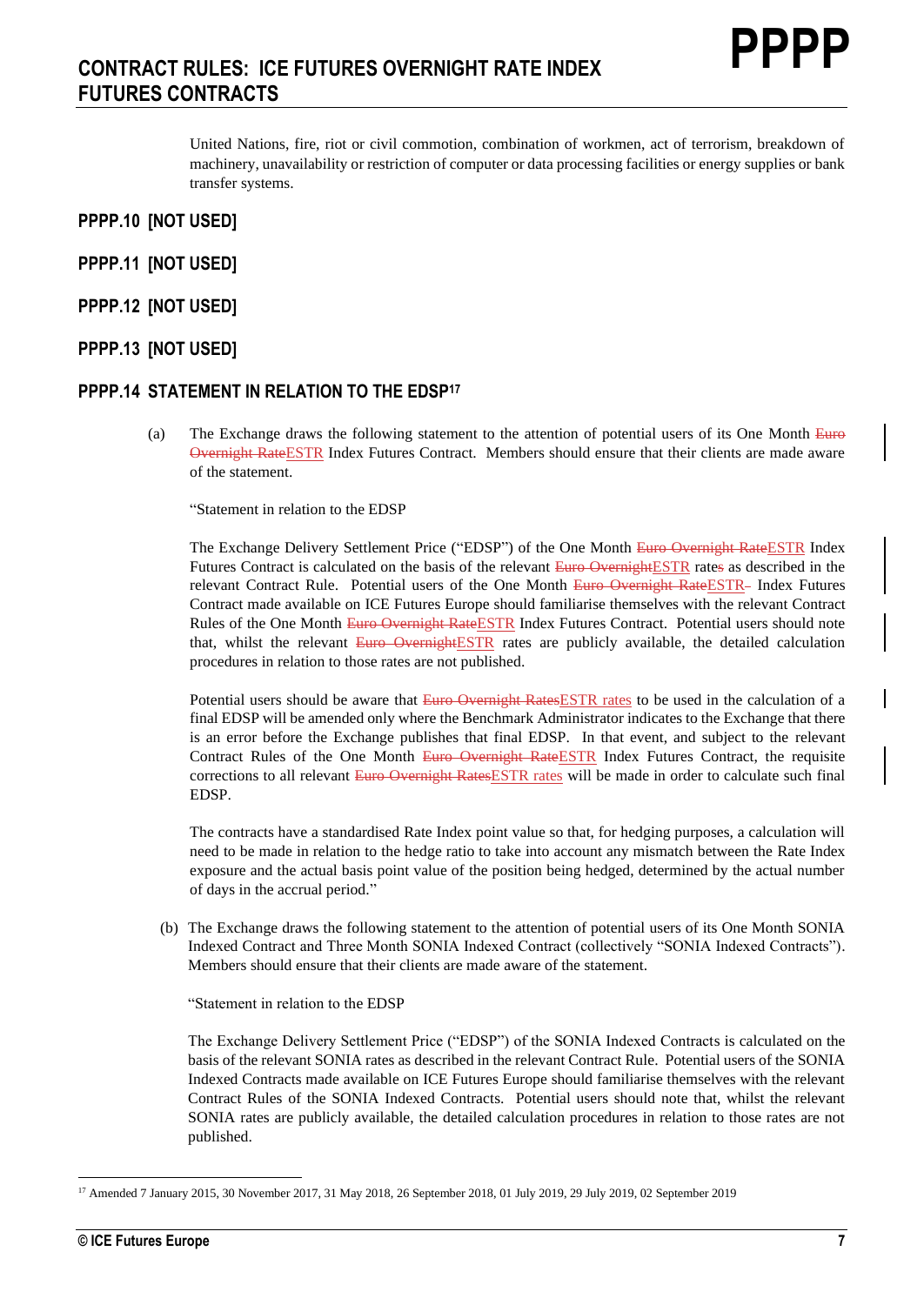United Nations, fire, riot or civil commotion, combination of workmen, act of terrorism, breakdown of machinery, unavailability or restriction of computer or data processing facilities or energy supplies or bank transfer systems.

## PPPP.10 [NOT USED]

## PPPP.11 [NOT USED]

## PPPP.12 [NOT USED]

## PPPP.13 [NOT USED]

## PPPP.14 STATEMENT IN RELATION TO THE EDSP[17]

(a) The Exchange draws the following statement to the attention of potential users of its One Month ~~Euro Overnight Rate~~ESTR Index Futures Contract. Members should ensure that their clients are made aware of the statement.

"Statement in relation to the EDSP

The Exchange Delivery Settlement Price ("EDSP") of the One Month ~~Euro Overnight Rate~~ESTR Index Futures Contract is calculated on the basis of the relevant ~~Euro Overnight~~ESTR rate~~s~~ as described in the relevant Contract Rule. Potential users of the One Month ~~Euro Overnight Rate~~ESTR~~-~~ Index Futures Contract made available on ICE Futures Europe should familiarise themselves with the relevant Contract Rules of the One Month ~~Euro Overnight Rate~~ESTR Index Futures Contract. Potential users should note that, whilst the relevant ~~Euro Overnight~~ESTR rates are publicly available, the detailed calculation procedures in relation to those rates are not published.

Potential users should be aware that ~~Euro Overnight Rates~~ESTR rates to be used in the calculation of a final EDSP will be amended only where the Benchmark Administrator indicates to the Exchange that there is an error before the Exchange publishes that final EDSP. In that event, and subject to the relevant Contract Rules of the One Month ~~Euro Overnight Rate~~ESTR Index Futures Contract, the requisite corrections to all relevant ~~Euro Overnight Rates~~ESTR rates will be made in order to calculate such final EDSP.

The contracts have a standardised Rate Index point value so that, for hedging purposes, a calculation will need to be made in relation to the hedge ratio to take into account any mismatch between the Rate Index exposure and the actual basis point value of the position being hedged, determined by the actual number of days in the accrual period."

(b) The Exchange draws the following statement to the attention of potential users of its One Month SONIA Indexed Contract and Three Month SONIA Indexed Contract (collectively "SONIA Indexed Contracts"). Members should ensure that their clients are made aware of the statement.

"Statement in relation to the EDSP

The Exchange Delivery Settlement Price ("EDSP") of the SONIA Indexed Contracts is calculated on the basis of the relevant SONIA rates as described in the relevant Contract Rule. Potential users of the SONIA Indexed Contracts made available on ICE Futures Europe should familiarise themselves with the relevant Contract Rules of the SONIA Indexed Contracts. Potential users should note that, whilst the relevant SONIA rates are publicly available, the detailed calculation procedures in relation to those rates are not published.

---

[17] Amended 7 January 2015, 30 November 2017, 31 May 2018, 26 September 2018, 01 July 2019, 29 July 2019, 02 September 2019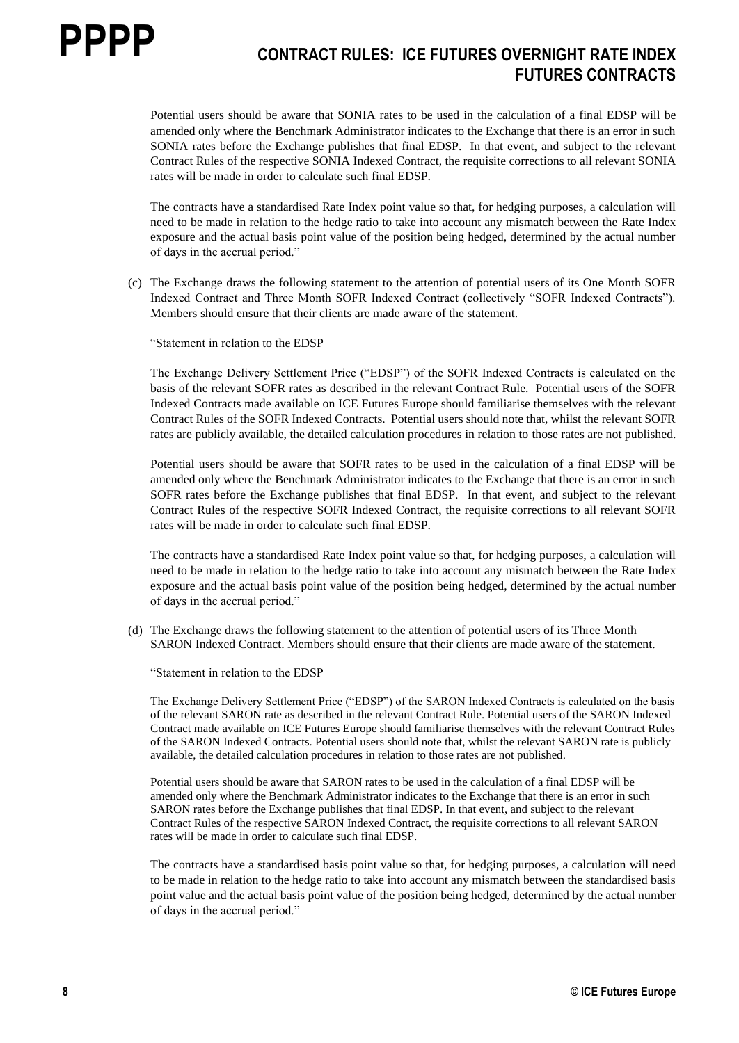Potential users should be aware that SONIA rates to be used in the calculation of a final EDSP will be amended only where the Benchmark Administrator indicates to the Exchange that there is an error in such SONIA rates before the Exchange publishes that final EDSP. In that event, and subject to the relevant Contract Rules of the respective SONIA Indexed Contract, the requisite corrections to all relevant SONIA rates will be made in order to calculate such final EDSP.

The contracts have a standardised Rate Index point value so that, for hedging purposes, a calculation will need to be made in relation to the hedge ratio to take into account any mismatch between the Rate Index exposure and the actual basis point value of the position being hedged, determined by the actual number of days in the accrual period."

(c) The Exchange draws the following statement to the attention of potential users of its One Month SOFR Indexed Contract and Three Month SOFR Indexed Contract (collectively "SOFR Indexed Contracts"). Members should ensure that their clients are made aware of the statement.

"Statement in relation to the EDSP

The Exchange Delivery Settlement Price ("EDSP") of the SOFR Indexed Contracts is calculated on the basis of the relevant SOFR rates as described in the relevant Contract Rule. Potential users of the SOFR Indexed Contracts made available on ICE Futures Europe should familiarise themselves with the relevant Contract Rules of the SOFR Indexed Contracts. Potential users should note that, whilst the relevant SOFR rates are publicly available, the detailed calculation procedures in relation to those rates are not published.

Potential users should be aware that SOFR rates to be used in the calculation of a final EDSP will be amended only where the Benchmark Administrator indicates to the Exchange that there is an error in such SOFR rates before the Exchange publishes that final EDSP. In that event, and subject to the relevant Contract Rules of the respective SOFR Indexed Contract, the requisite corrections to all relevant SOFR rates will be made in order to calculate such final EDSP.

The contracts have a standardised Rate Index point value so that, for hedging purposes, a calculation will need to be made in relation to the hedge ratio to take into account any mismatch between the Rate Index exposure and the actual basis point value of the position being hedged, determined by the actual number of days in the accrual period."

(d) The Exchange draws the following statement to the attention of potential users of its Three Month SARON Indexed Contract. Members should ensure that their clients are made aware of the statement.

"Statement in relation to the EDSP

The Exchange Delivery Settlement Price ("EDSP") of the SARON Indexed Contracts is calculated on the basis of the relevant SARON rate as described in the relevant Contract Rule. Potential users of the SARON Indexed Contract made available on ICE Futures Europe should familiarise themselves with the relevant Contract Rules of the SARON Indexed Contracts. Potential users should note that, whilst the relevant SARON rate is publicly available, the detailed calculation procedures in relation to those rates are not published.

Potential users should be aware that SARON rates to be used in the calculation of a final EDSP will be amended only where the Benchmark Administrator indicates to the Exchange that there is an error in such SARON rates before the Exchange publishes that final EDSP. In that event, and subject to the relevant Contract Rules of the respective SARON Indexed Contract, the requisite corrections to all relevant SARON rates will be made in order to calculate such final EDSP.

The contracts have a standardised basis point value so that, for hedging purposes, a calculation will need to be made in relation to the hedge ratio to take into account any mismatch between the standardised basis point value and the actual basis point value of the position being hedged, determined by the actual number of days in the accrual period."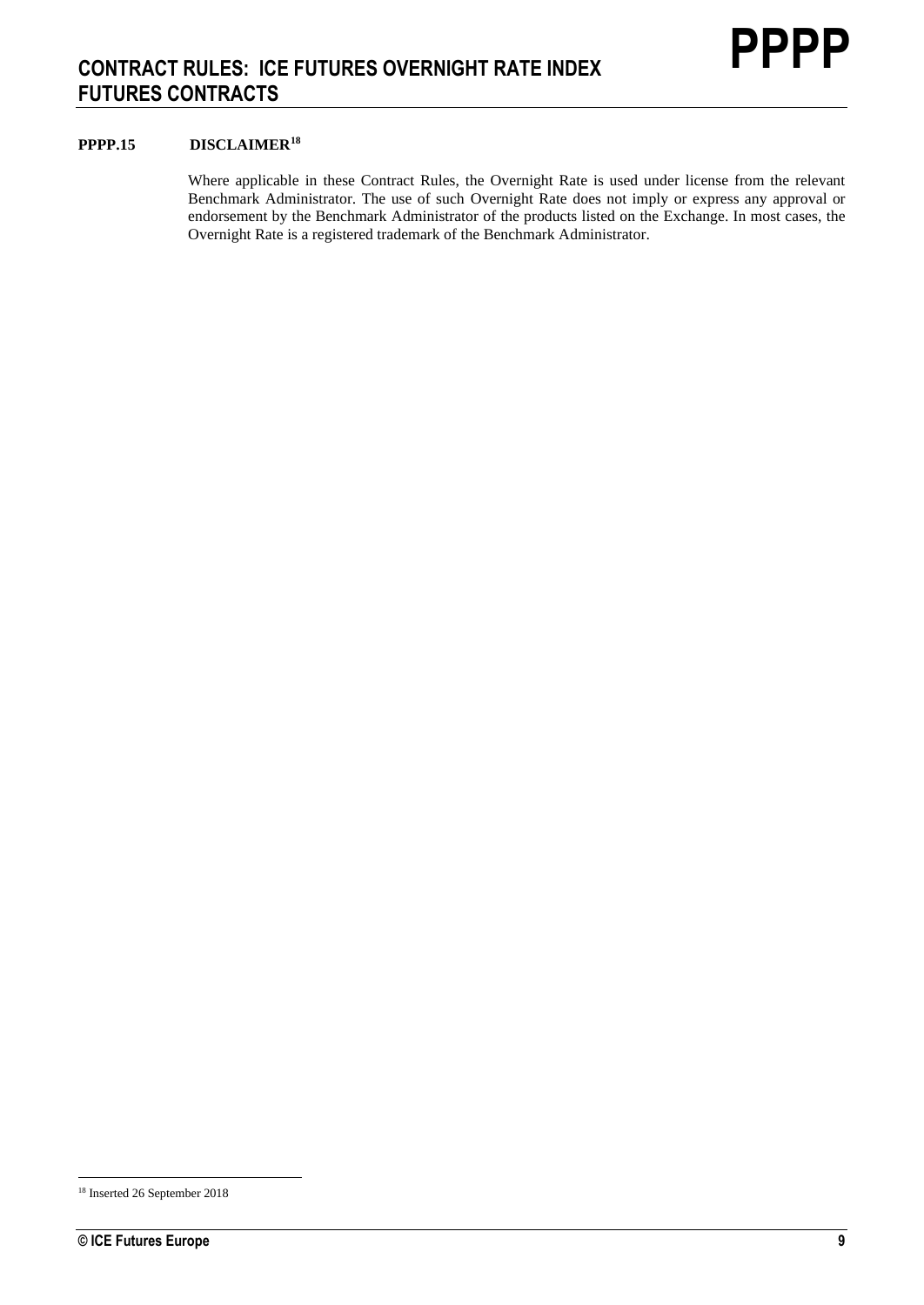**PPPP.15 DISCLAIMER[18]**

Where applicable in these Contract Rules, the Overnight Rate is used under license from the relevant Benchmark Administrator. The use of such Overnight Rate does not imply or express any approval or endorsement by the Benchmark Administrator of the products listed on the Exchange. In most cases, the Overnight Rate is a registered trademark of the Benchmark Administrator.

---

[18] Inserted 26 September 2018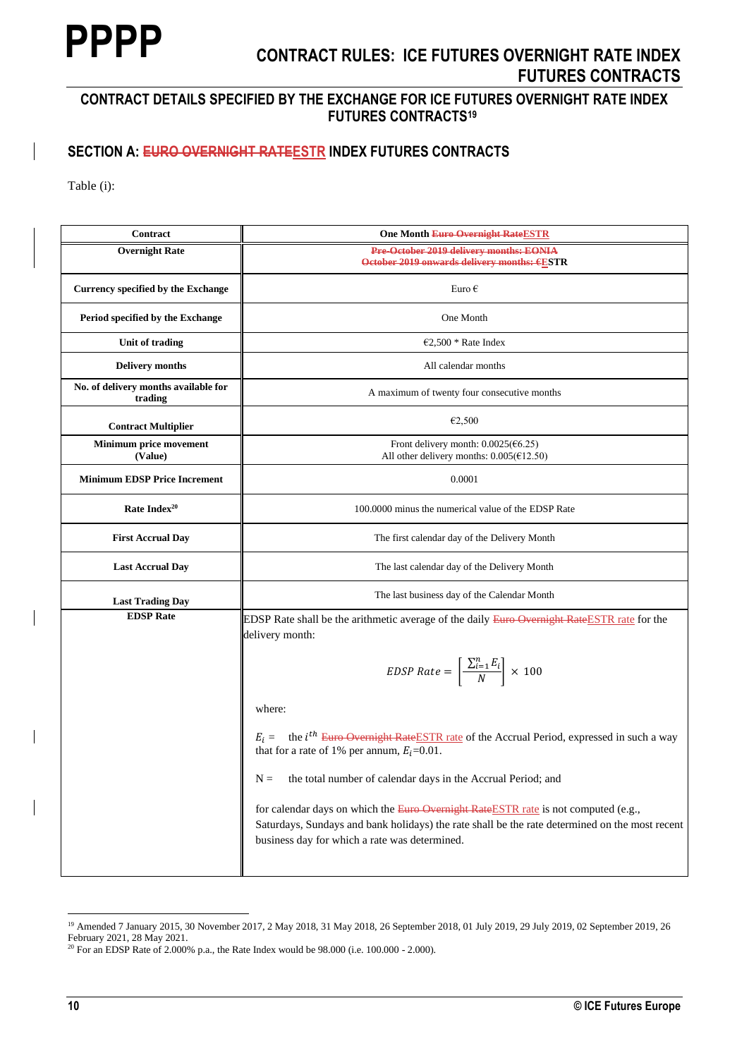## CONTRACT DETAILS SPECIFIED BY THE EXCHANGE FOR ICE FUTURES OVERNIGHT RATE INDEX FUTURES CONTRACTS[19]

### SECTION A: ~~EURO OVERNIGHT RATE~~ESTR INDEX FUTURES CONTRACTS

Table (i):

| Contract | One Month ~~Euro Overnight Rate~~ESTR |
|---|---|
| **Overnight Rate** | ~~Pre-October 2019 delivery months: EONIA~~ ~~October 2019 onwards delivery months: €~~ESTR |
| **Currency specified by the Exchange** | Euro € |
| **Period specified by the Exchange** | One Month |
| **Unit of trading** | €2,500 * Rate Index |
| **Delivery months** | All calendar months |
| **No. of delivery months available for trading** | A maximum of twenty four consecutive months |
| **Contract Multiplier** | €2,500 |
| **Minimum price movement (Value)** | Front delivery month: 0.0025(€6.25)<br>All other delivery months: 0.005(€12.50) |
| **Minimum EDSP Price Increment** | 0.0001 |
| **Rate Index[20]** | 100.0000 minus the numerical value of the EDSP Rate |
| **First Accrual Day** | The first calendar day of the Delivery Month |
| **Last Accrual Day** | The last calendar day of the Delivery Month |
| **Last Trading Day** | The last business day of the Calendar Month |
| **EDSP Rate** | EDSP Rate shall be the arithmetic average of the daily ~~Euro Overnight Rate~~ESTR rate for the delivery month:<br><br>$EDSP\ Rate = \left[\frac{\sum_{i=1}^{n} E_i}{N}\right] \times 100$<br><br>where:<br><br>$E_i$ = the $i^{th}$ ~~Euro Overnight Rate~~ESTR rate of the Accrual Period, expressed in such a way that for a rate of 1% per annum, $E_i$=0.01.<br><br>N = the total number of calendar days in the Accrual Period; and<br><br>for calendar days on which the ~~Euro Overnight Rate~~ESTR rate is not computed (e.g., Saturdays, Sundays and bank holidays) the rate shall be the rate determined on the most recent business day for which a rate was determined. |

[19] Amended 7 January 2015, 30 November 2017, 2 May 2018, 31 May 2018, 26 September 2018, 01 July 2019, 29 July 2019, 02 September 2019, 26 February 2021, 28 May 2021.

[20] For an EDSP Rate of 2.000% p.a., the Rate Index would be 98.000 (i.e. 100.000 - 2.000).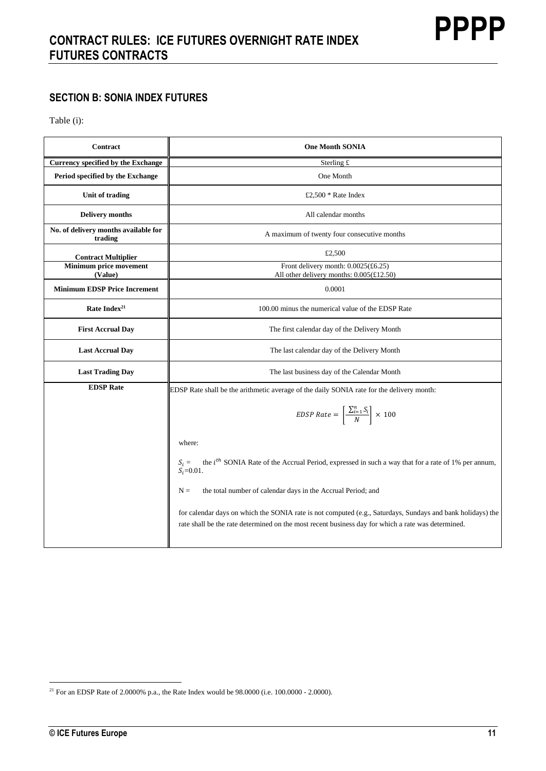## SECTION B: SONIA INDEX FUTURES

Table (i):

| Contract | One Month SONIA |
|---|---|
| Currency specified by the Exchange | Sterling £ |
| Period specified by the Exchange | One Month |
| Unit of trading | £2,500 * Rate Index |
| Delivery months | All calendar months |
| No. of delivery months available for trading | A maximum of twenty four consecutive months |
| Contract Multiplier | £2,500 |
| Minimum price movement (Value) | Front delivery month: 0.0025(£6.25)<br>All other delivery months: 0.005(£12.50) |
| Minimum EDSP Price Increment | 0.0001 |
| Rate Index[21] | 100.00 minus the numerical value of the EDSP Rate |
| First Accrual Day | The first calendar day of the Delivery Month |
| Last Accrual Day | The last calendar day of the Delivery Month |
| Last Trading Day | The last business day of the Calendar Month |
| EDSP Rate | EDSP Rate shall be the arithmetic average of the daily SONIA rate for the delivery month:<br>$$EDSP\ Rate = \left[\frac{\sum_{i=1}^{n} S_i}{N}\right] \times 100$$<br>where:<br>$S_i =$ the $i^{th}$ SONIA Rate of the Accrual Period, expressed in such a way that for a rate of 1% per annum, $S_i$=0.01.<br>N = the total number of calendar days in the Accrual Period; and<br>for calendar days on which the SONIA rate is not computed (e.g., Saturdays, Sundays and bank holidays) the rate shall be the rate determined on the most recent business day for which a rate was determined. |

[21] For an EDSP Rate of 2.0000% p.a., the Rate Index would be 98.0000 (i.e. 100.0000 - 2.0000).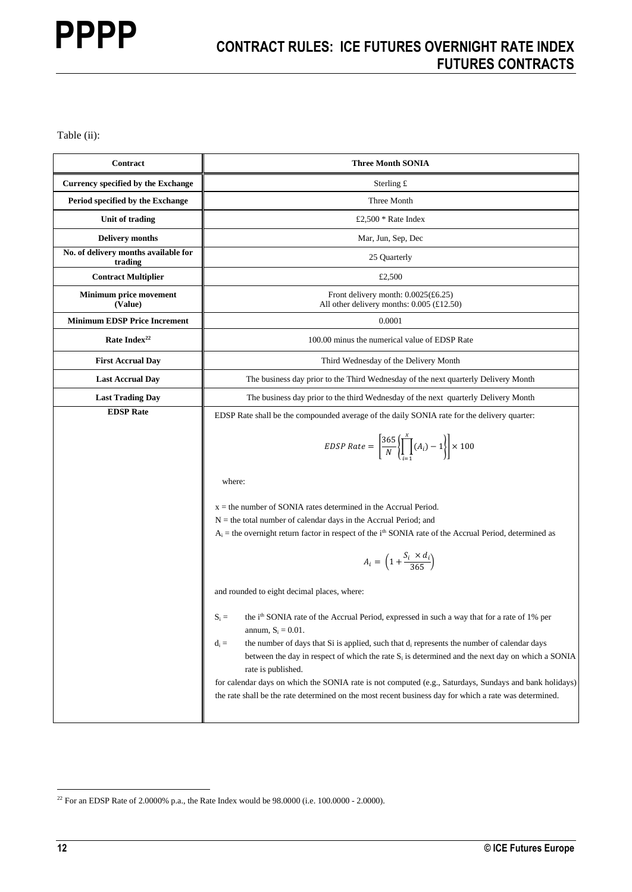Table (ii):

| Contract | Three Month SONIA |
|---|---|
| **Currency specified by the Exchange** | Sterling £ |
| **Period specified by the Exchange** | Three Month |
| **Unit of trading** | £2,500 * Rate Index |
| **Delivery months** | Mar, Jun, Sep, Dec |
| **No. of delivery months available for trading** | 25 Quarterly |
| **Contract Multiplier** | £2,500 |
| **Minimum price movement (Value)** | Front delivery month: 0.0025(£6.25)<br>All other delivery months: 0.005 (£12.50) |
| **Minimum EDSP Price Increment** | 0.0001 |
| **Rate Index**[22] | 100.00 minus the numerical value of EDSP Rate |
| **First Accrual Day** | Third Wednesday of the Delivery Month |
| **Last Accrual Day** | The business day prior to the Third Wednesday of the next quarterly Delivery Month |
| **Last Trading Day** | The business day prior to the third Wednesday of the next quarterly Delivery Month |
| **EDSP Rate** | EDSP Rate shall be the compounded average of the daily SONIA rate for the delivery quarter:<br><br>$$EDSP\ Rate = \left[\frac{365}{N}\left\{\prod_{i=1}^{x}(A_i) - 1\right\}\right] \times 100$$<br><br>where:<br><br>x = the number of SONIA rates determined in the Accrual Period.<br>N = the total number of calendar days in the Accrual Period; and<br>$A_i$ = the overnight return factor in respect of the i[th] SONIA rate of the Accrual Period, determined as<br><br>$$A_i = \left(1 + \frac{S_i \times d_i}{365}\right)$$<br><br>and rounded to eight decimal places, where:<br><br>$S_i$ = the i[th] SONIA rate of the Accrual Period, expressed in such a way that for a rate of 1% per annum, $S_i = 0.01$.<br>$d_i$ = the number of days that Si is applied, such that $d_i$ represents the number of calendar days between the day in respect of which the rate $S_i$ is determined and the next day on which a SONIA rate is published.<br>for calendar days on which the SONIA rate is not computed (e.g., Saturdays, Sundays and bank holidays) the rate shall be the rate determined on the most recent business day for which a rate was determined. |

[22] For an EDSP Rate of 2.0000% p.a., the Rate Index would be 98.0000 (i.e. 100.0000 - 2.0000).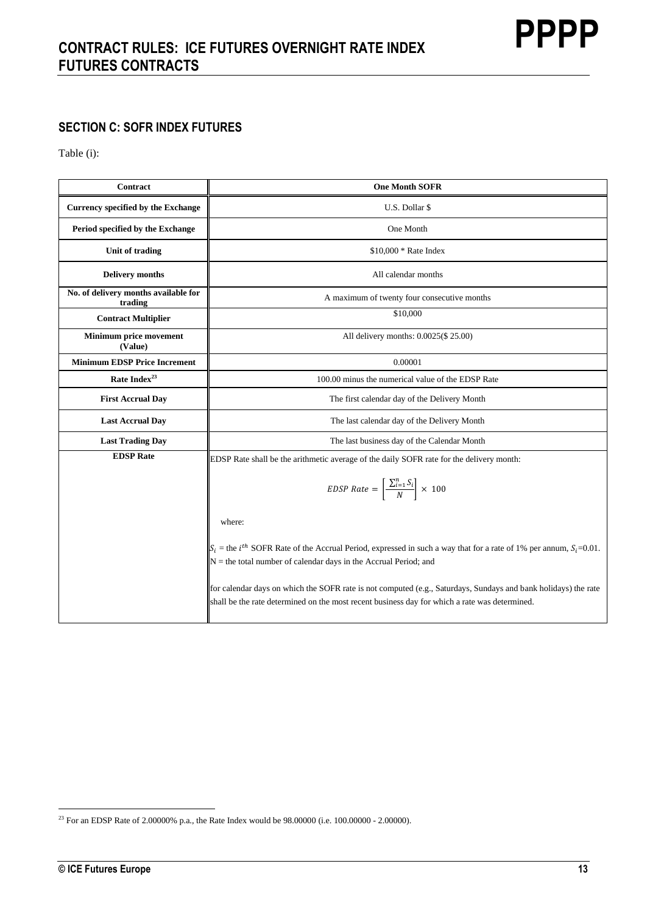## SECTION C: SOFR INDEX FUTURES

Table (i):

| Contract | One Month SOFR |
|---|---|
| **Currency specified by the Exchange** | U.S. Dollar $ |
| **Period specified by the Exchange** | One Month |
| **Unit of trading** | $10,000 * Rate Index |
| **Delivery months** | All calendar months |
| **No. of delivery months available for trading** | A maximum of twenty four consecutive months |
| **Contract Multiplier** | $10,000 |
| **Minimum price movement (Value)** | All delivery months: 0.0025($ 25.00) |
| **Minimum EDSP Price Increment** | 0.00001 |
| **Rate Index**[23] | 100.00 minus the numerical value of the EDSP Rate |
| **First Accrual Day** | The first calendar day of the Delivery Month |
| **Last Accrual Day** | The last calendar day of the Delivery Month |
| **Last Trading Day** | The last business day of the Calendar Month |
| **EDSP Rate** | EDSP Rate shall be the arithmetic average of the daily SOFR rate for the delivery month: $$EDSP\ Rate = \left[\frac{\sum_{i=1}^{n} S_i}{N}\right] \times 100$$ where: $S_i$ = the $i^{th}$ SOFR Rate of the Accrual Period, expressed in such a way that for a rate of 1% per annum, $S_i$=0.01. N = the total number of calendar days in the Accrual Period; and for calendar days on which the SOFR rate is not computed (e.g., Saturdays, Sundays and bank holidays) the rate shall be the rate determined on the most recent business day for which a rate was determined. |

[23] For an EDSP Rate of 2.00000% p.a., the Rate Index would be 98.00000 (i.e. 100.00000 - 2.00000).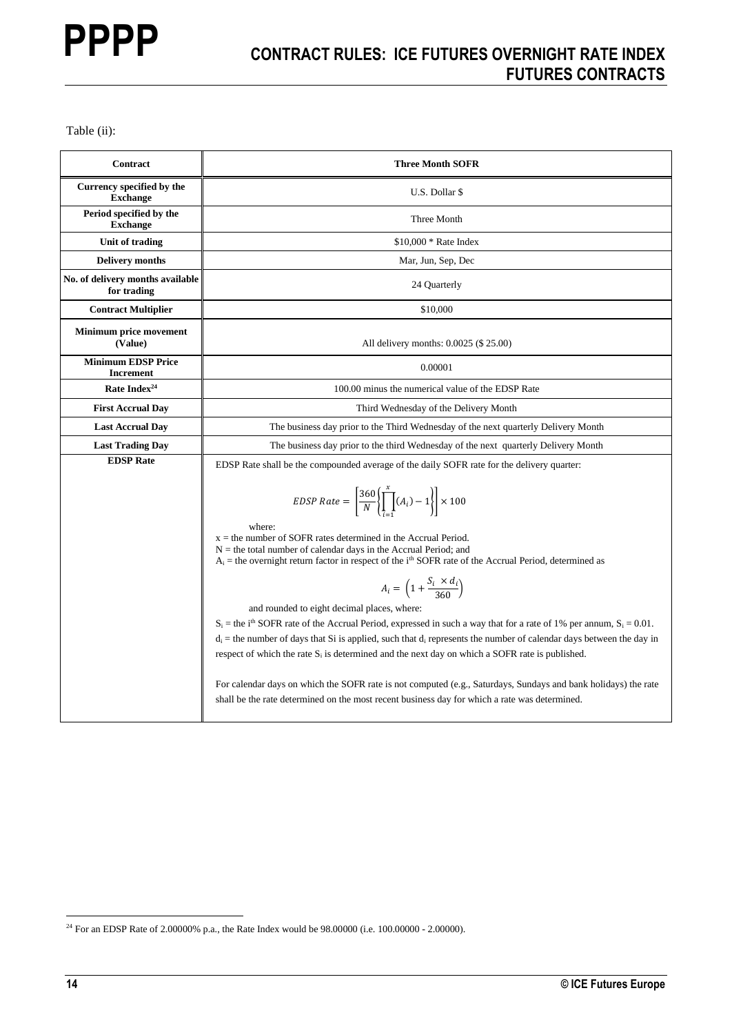Table (ii):

| Contract | Three Month SOFR |
|---|---|
| Currency specified by the Exchange | U.S. Dollar $ |
| Period specified by the Exchange | Three Month |
| Unit of trading | $10,000 * Rate Index |
| Delivery months | Mar, Jun, Sep, Dec |
| No. of delivery months available for trading | 24 Quarterly |
| Contract Multiplier | $10,000 |
| Minimum price movement (Value) | All delivery months: 0.0025 ($ 25.00) |
| Minimum EDSP Price Increment | 0.00001 |
| Rate Index[24] | 100.00 minus the numerical value of the EDSP Rate |
| First Accrual Day | Third Wednesday of the Delivery Month |
| Last Accrual Day | The business day prior to the Third Wednesday of the next quarterly Delivery Month |
| Last Trading Day | The business day prior to the third Wednesday of the next quarterly Delivery Month |
| EDSP Rate | EDSP Rate shall be the compounded average of the daily SOFR rate for the delivery quarter: $$EDSP\ Rate = \left[\frac{360}{N}\left\{\prod_{i=1}^{x}(A_i) - 1\right\}\right] \times 100$$ where: $x$ = the number of SOFR rates determined in the Accrual Period. $N$ = the total number of calendar days in the Accrual Period; and $A_i$ = the overnight return factor in respect of the $i^{th}$ SOFR rate of the Accrual Period, determined as $$A_i = \left(1 + \frac{S_i \times d_i}{360}\right)$$ and rounded to eight decimal places, where: $S_i$ = the $i^{th}$ SOFR rate of the Accrual Period, expressed in such a way that for a rate of 1% per annum, $S_i = 0.01$. $d_i$ = the number of days that $S_i$ is applied, such that $d_i$ represents the number of calendar days between the day in respect of which the rate $S_i$ is determined and the next day on which a SOFR rate is published. For calendar days on which the SOFR rate is not computed (e.g., Saturdays, Sundays and bank holidays) the rate shall be the rate determined on the most recent business day for which a rate was determined. |

[24] For an EDSP Rate of 2.00000% p.a., the Rate Index would be 98.00000 (i.e. 100.00000 - 2.00000).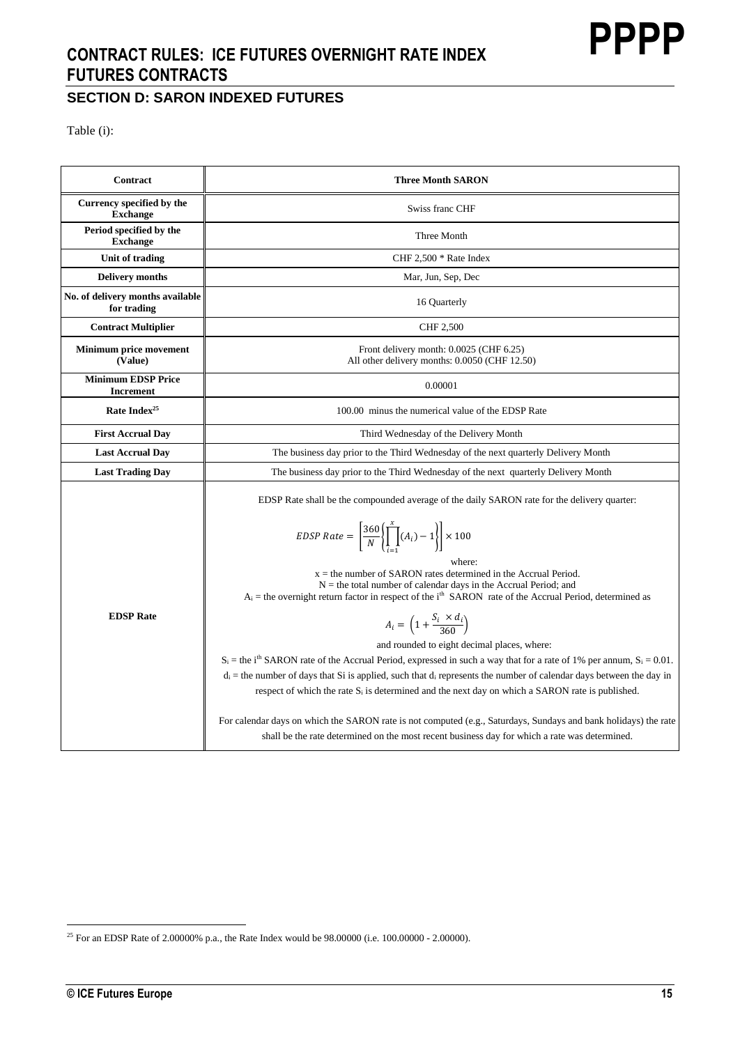# CONTRACT RULES: ICE FUTURES OVERNIGHT RATE INDEX FUTURES CONTRACTS

## SECTION D: SARON INDEXED FUTURES

Table (i):

| Contract | Three Month SARON |
|---|---|
| Currency specified by the Exchange | Swiss franc CHF |
| Period specified by the Exchange | Three Month |
| Unit of trading | CHF 2,500 * Rate Index |
| Delivery months | Mar, Jun, Sep, Dec |
| No. of delivery months available for trading | 16 Quarterly |
| Contract Multiplier | CHF 2,500 |
| Minimum price movement (Value) | Front delivery month: 0.0025 (CHF 6.25)<br>All other delivery months: 0.0050 (CHF 12.50) |
| Minimum EDSP Price Increment | 0.00001 |
| Rate Index[25] | 100.00 minus the numerical value of the EDSP Rate |
| First Accrual Day | Third Wednesday of the Delivery Month |
| Last Accrual Day | The business day prior to the Third Wednesday of the next quarterly Delivery Month |
| Last Trading Day | The business day prior to the Third Wednesday of the next quarterly Delivery Month |
| EDSP Rate | EDSP Rate shall be the compounded average of the daily SARON rate for the delivery quarter:<br>$EDSP\ Rate = \left[\frac{360}{N}\left\{\prod_{i=1}^{x}(A_i) - 1\right\}\right] \times 100$<br>where:<br>x = the number of SARON rates determined in the Accrual Period.<br>N = the total number of calendar days in the Accrual Period; and<br>$A_i$ = the overnight return factor in respect of the $i^{th}$ SARON rate of the Accrual Period, determined as<br>$A_i = \left(1 + \frac{S_i \times d_i}{360}\right)$<br>and rounded to eight decimal places, where:<br>$S_i$ = the $i^{th}$ SARON rate of the Accrual Period, expressed in such a way that for a rate of 1% per annum, $S_i = 0.01$.<br>$d_i$ = the number of days that Si is applied, such that $d_i$ represents the number of calendar days between the day in respect of which the rate $S_i$ is determined and the next day on which a SARON rate is published.<br><br>For calendar days on which the SARON rate is not computed (e.g., Saturdays, Sundays and bank holidays) the rate shall be the rate determined on the most recent business day for which a rate was determined. |

[25] For an EDSP Rate of 2.00000% p.a., the Rate Index would be 98.00000 (i.e. 100.00000 - 2.00000).